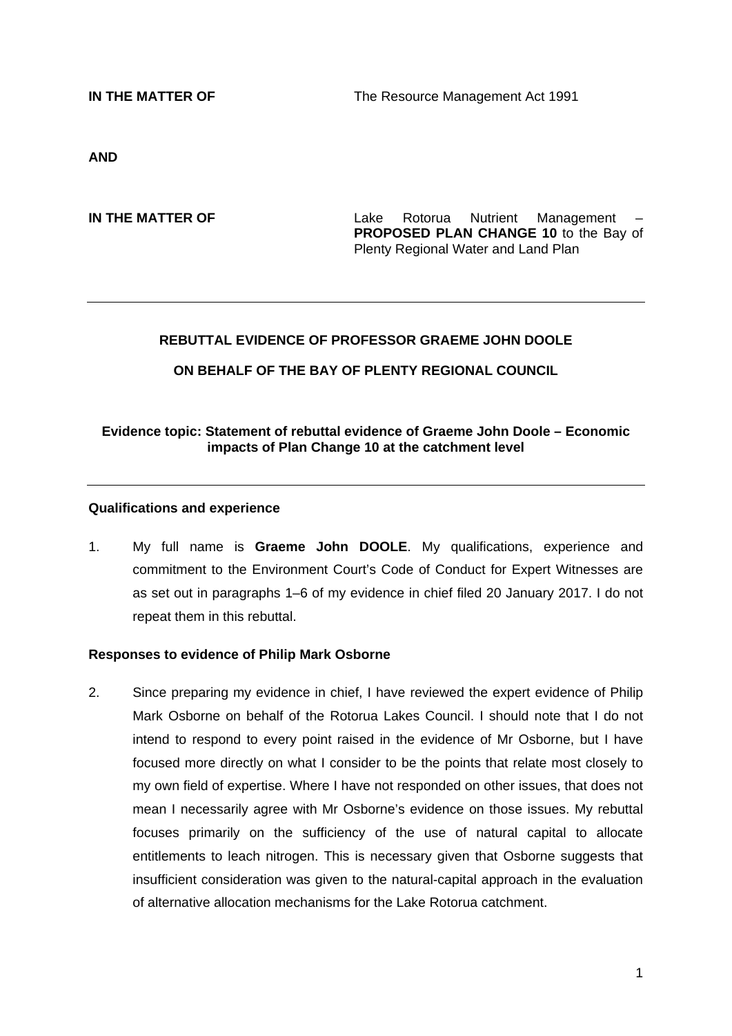| | |
|---|---|
| **IN THE MATTER OF** | The Resource Management Act 1991 |
| **AND** | |
| **IN THE MATTER OF** | Lake Rotorua Nutrient Management – **PROPOSED PLAN CHANGE 10** to the Bay of Plenty Regional Water and Land Plan |

---

**REBUTTAL EVIDENCE OF PROFESSOR GRAEME JOHN DOOLE**

**ON BEHALF OF THE BAY OF PLENTY REGIONAL COUNCIL**

**Evidence topic: Statement of rebuttal evidence of Graeme John Doole – Economic impacts of Plan Change 10 at the catchment level**

---

### Qualifications and experience

1. My full name is **Graeme John DOOLE**. My qualifications, experience and commitment to the Environment Court's Code of Conduct for Expert Witnesses are as set out in paragraphs 1–6 of my evidence in chief filed 20 January 2017. I do not repeat them in this rebuttal.

### Responses to evidence of Philip Mark Osborne

2. Since preparing my evidence in chief, I have reviewed the expert evidence of Philip Mark Osborne on behalf of the Rotorua Lakes Council. I should note that I do not intend to respond to every point raised in the evidence of Mr Osborne, but I have focused more directly on what I consider to be the points that relate most closely to my own field of expertise. Where I have not responded on other issues, that does not mean I necessarily agree with Mr Osborne's evidence on those issues. My rebuttal focuses primarily on the sufficiency of the use of natural capital to allocate entitlements to leach nitrogen. This is necessary given that Osborne suggests that insufficient consideration was given to the natural-capital approach in the evaluation of alternative allocation mechanisms for the Lake Rotorua catchment.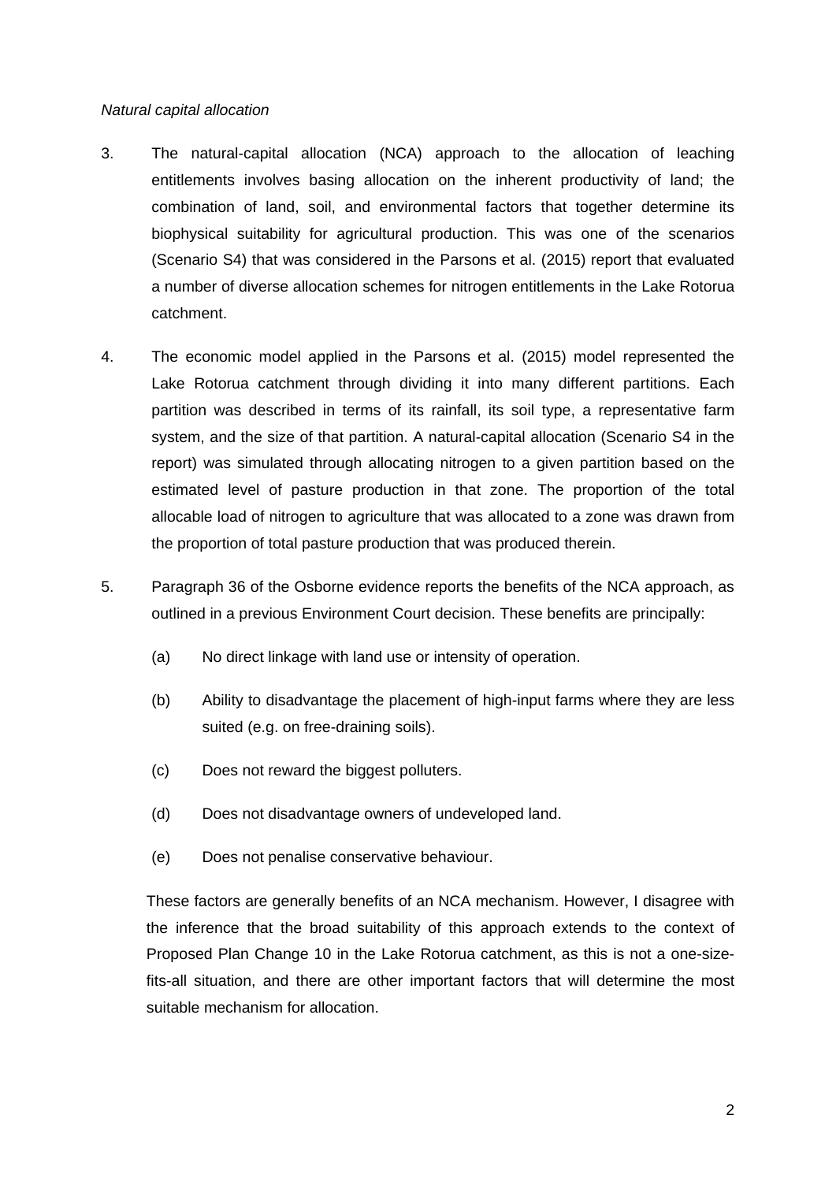*Natural capital allocation*

3. The natural-capital allocation (NCA) approach to the allocation of leaching entitlements involves basing allocation on the inherent productivity of land; the combination of land, soil, and environmental factors that together determine its biophysical suitability for agricultural production. This was one of the scenarios (Scenario S4) that was considered in the Parsons et al. (2015) report that evaluated a number of diverse allocation schemes for nitrogen entitlements in the Lake Rotorua catchment.

4. The economic model applied in the Parsons et al. (2015) model represented the Lake Rotorua catchment through dividing it into many different partitions. Each partition was described in terms of its rainfall, its soil type, a representative farm system, and the size of that partition. A natural-capital allocation (Scenario S4 in the report) was simulated through allocating nitrogen to a given partition based on the estimated level of pasture production in that zone. The proportion of the total allocable load of nitrogen to agriculture that was allocated to a zone was drawn from the proportion of total pasture production that was produced therein.

5. Paragraph 36 of the Osborne evidence reports the benefits of the NCA approach, as outlined in a previous Environment Court decision. These benefits are principally:

   (a) No direct linkage with land use or intensity of operation.

   (b) Ability to disadvantage the placement of high-input farms where they are less suited (e.g. on free-draining soils).

   (c) Does not reward the biggest polluters.

   (d) Does not disadvantage owners of undeveloped land.

   (e) Does not penalise conservative behaviour.

   These factors are generally benefits of an NCA mechanism. However, I disagree with the inference that the broad suitability of this approach extends to the context of Proposed Plan Change 10 in the Lake Rotorua catchment, as this is not a one-size-fits-all situation, and there are other important factors that will determine the most suitable mechanism for allocation.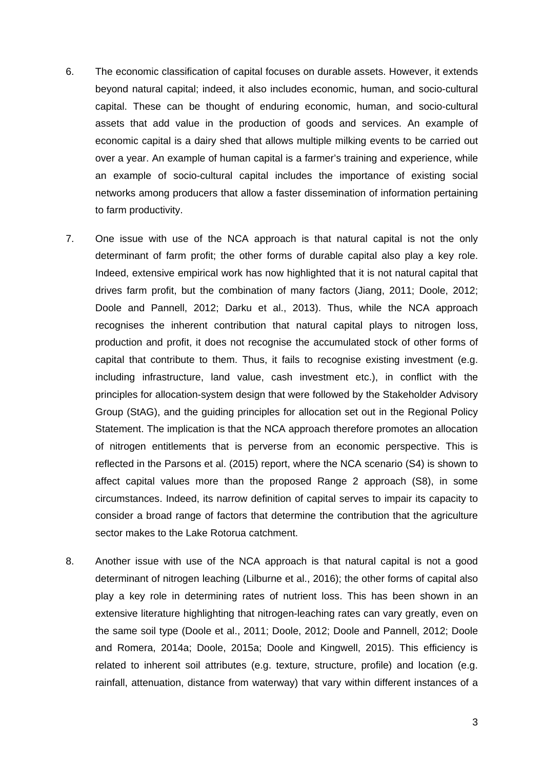6. The economic classification of capital focuses on durable assets. However, it extends beyond natural capital; indeed, it also includes economic, human, and socio-cultural capital. These can be thought of enduring economic, human, and socio-cultural assets that add value in the production of goods and services. An example of economic capital is a dairy shed that allows multiple milking events to be carried out over a year. An example of human capital is a farmer's training and experience, while an example of socio-cultural capital includes the importance of existing social networks among producers that allow a faster dissemination of information pertaining to farm productivity.

7. One issue with use of the NCA approach is that natural capital is not the only determinant of farm profit; the other forms of durable capital also play a key role. Indeed, extensive empirical work has now highlighted that it is not natural capital that drives farm profit, but the combination of many factors (Jiang, 2011; Doole, 2012; Doole and Pannell, 2012; Darku et al., 2013). Thus, while the NCA approach recognises the inherent contribution that natural capital plays to nitrogen loss, production and profit, it does not recognise the accumulated stock of other forms of capital that contribute to them. Thus, it fails to recognise existing investment (e.g. including infrastructure, land value, cash investment etc.), in conflict with the principles for allocation-system design that were followed by the Stakeholder Advisory Group (StAG), and the guiding principles for allocation set out in the Regional Policy Statement. The implication is that the NCA approach therefore promotes an allocation of nitrogen entitlements that is perverse from an economic perspective. This is reflected in the Parsons et al. (2015) report, where the NCA scenario (S4) is shown to affect capital values more than the proposed Range 2 approach (S8), in some circumstances. Indeed, its narrow definition of capital serves to impair its capacity to consider a broad range of factors that determine the contribution that the agriculture sector makes to the Lake Rotorua catchment.

8. Another issue with use of the NCA approach is that natural capital is not a good determinant of nitrogen leaching (Lilburne et al., 2016); the other forms of capital also play a key role in determining rates of nutrient loss. This has been shown in an extensive literature highlighting that nitrogen-leaching rates can vary greatly, even on the same soil type (Doole et al., 2011; Doole, 2012; Doole and Pannell, 2012; Doole and Romera, 2014a; Doole, 2015a; Doole and Kingwell, 2015). This efficiency is related to inherent soil attributes (e.g. texture, structure, profile) and location (e.g. rainfall, attenuation, distance from waterway) that vary within different instances of a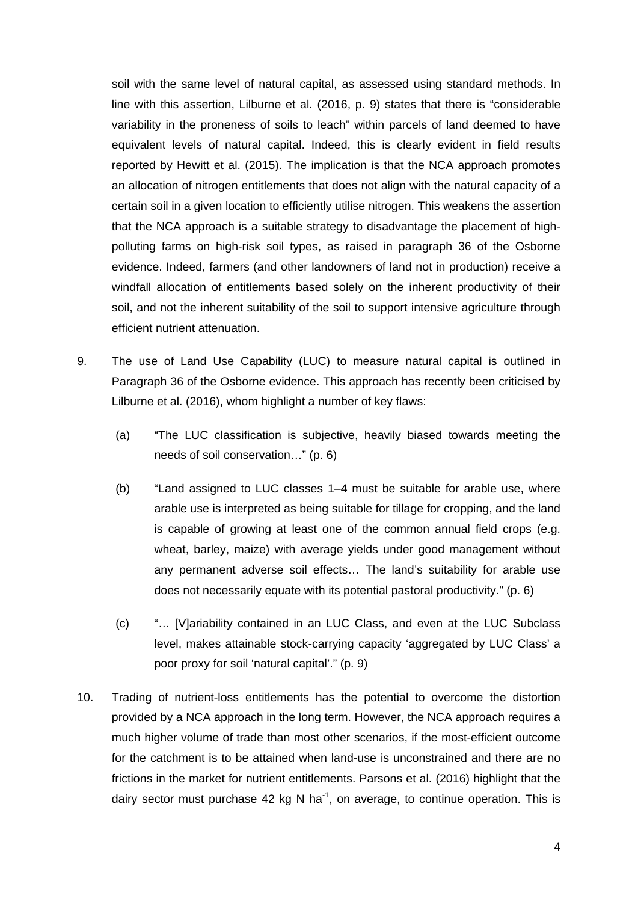soil with the same level of natural capital, as assessed using standard methods. In line with this assertion, Lilburne et al. (2016, p. 9) states that there is "considerable variability in the proneness of soils to leach" within parcels of land deemed to have equivalent levels of natural capital. Indeed, this is clearly evident in field results reported by Hewitt et al. (2015). The implication is that the NCA approach promotes an allocation of nitrogen entitlements that does not align with the natural capacity of a certain soil in a given location to efficiently utilise nitrogen. This weakens the assertion that the NCA approach is a suitable strategy to disadvantage the placement of high-polluting farms on high-risk soil types, as raised in paragraph 36 of the Osborne evidence. Indeed, farmers (and other landowners of land not in production) receive a windfall allocation of entitlements based solely on the inherent productivity of their soil, and not the inherent suitability of the soil to support intensive agriculture through efficient nutrient attenuation.

9. The use of Land Use Capability (LUC) to measure natural capital is outlined in Paragraph 36 of the Osborne evidence. This approach has recently been criticised by Lilburne et al. (2016), whom highlight a number of key flaws:

   (a) "The LUC classification is subjective, heavily biased towards meeting the needs of soil conservation…" (p. 6)

   (b) "Land assigned to LUC classes 1–4 must be suitable for arable use, where arable use is interpreted as being suitable for tillage for cropping, and the land is capable of growing at least one of the common annual field crops (e.g. wheat, barley, maize) with average yields under good management without any permanent adverse soil effects… The land's suitability for arable use does not necessarily equate with its potential pastoral productivity." (p. 6)

   (c) "… [V]ariability contained in an LUC Class, and even at the LUC Subclass level, makes attainable stock-carrying capacity 'aggregated by LUC Class' a poor proxy for soil 'natural capital'." (p. 9)

10. Trading of nutrient-loss entitlements has the potential to overcome the distortion provided by a NCA approach in the long term. However, the NCA approach requires a much higher volume of trade than most other scenarios, if the most-efficient outcome for the catchment is to be attained when land-use is unconstrained and there are no frictions in the market for nutrient entitlements. Parsons et al. (2016) highlight that the dairy sector must purchase 42 kg N $ha^{-1}$, on average, to continue operation. This is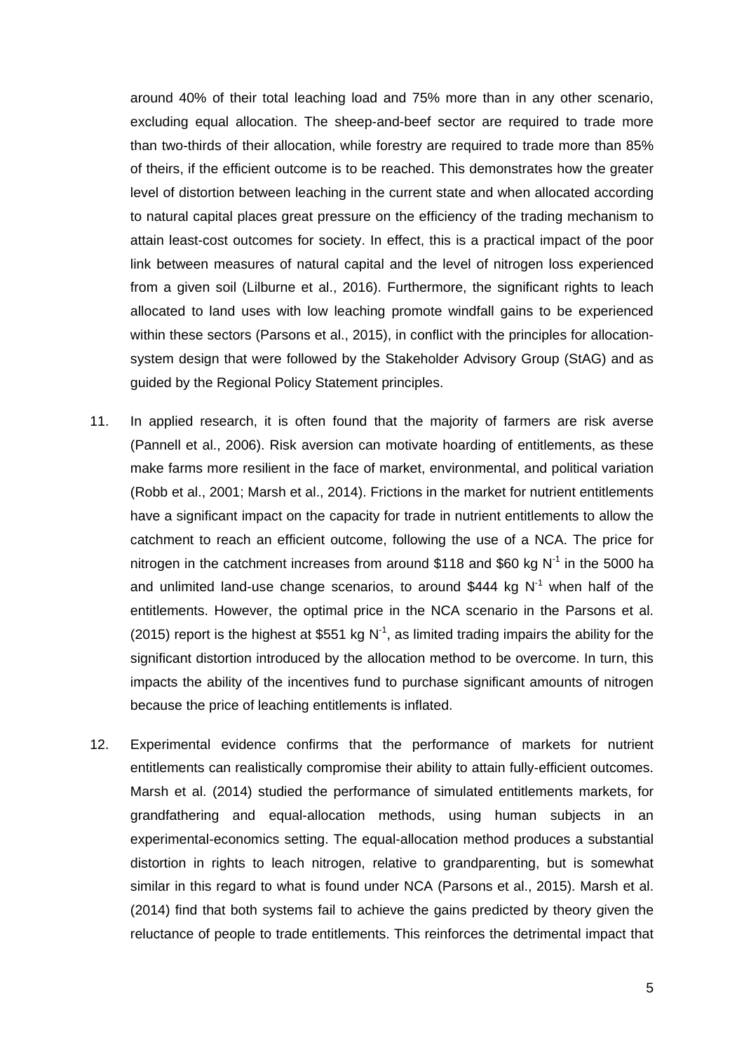around 40% of their total leaching load and 75% more than in any other scenario, excluding equal allocation. The sheep-and-beef sector are required to trade more than two-thirds of their allocation, while forestry are required to trade more than 85% of theirs, if the efficient outcome is to be reached. This demonstrates how the greater level of distortion between leaching in the current state and when allocated according to natural capital places great pressure on the efficiency of the trading mechanism to attain least-cost outcomes for society. In effect, this is a practical impact of the poor link between measures of natural capital and the level of nitrogen loss experienced from a given soil (Lilburne et al., 2016). Furthermore, the significant rights to leach allocated to land uses with low leaching promote windfall gains to be experienced within these sectors (Parsons et al., 2015), in conflict with the principles for allocation-system design that were followed by the Stakeholder Advisory Group (StAG) and as guided by the Regional Policy Statement principles.

11. In applied research, it is often found that the majority of farmers are risk averse (Pannell et al., 2006). Risk aversion can motivate hoarding of entitlements, as these make farms more resilient in the face of market, environmental, and political variation (Robb et al., 2001; Marsh et al., 2014). Frictions in the market for nutrient entitlements have a significant impact on the capacity for trade in nutrient entitlements to allow the catchment to reach an efficient outcome, following the use of a NCA. The price for nitrogen in the catchment increases from around \$118 and \$60 kg $N^{-1}$ in the 5000 ha and unlimited land-use change scenarios, to around \$444 kg $N^{-1}$ when half of the entitlements. However, the optimal price in the NCA scenario in the Parsons et al. (2015) report is the highest at \$551 kg $N^{-1}$, as limited trading impairs the ability for the significant distortion introduced by the allocation method to be overcome. In turn, this impacts the ability of the incentives fund to purchase significant amounts of nitrogen because the price of leaching entitlements is inflated.

12. Experimental evidence confirms that the performance of markets for nutrient entitlements can realistically compromise their ability to attain fully-efficient outcomes. Marsh et al. (2014) studied the performance of simulated entitlements markets, for grandfathering and equal-allocation methods, using human subjects in an experimental-economics setting. The equal-allocation method produces a substantial distortion in rights to leach nitrogen, relative to grandparenting, but is somewhat similar in this regard to what is found under NCA (Parsons et al., 2015). Marsh et al. (2014) find that both systems fail to achieve the gains predicted by theory given the reluctance of people to trade entitlements. This reinforces the detrimental impact that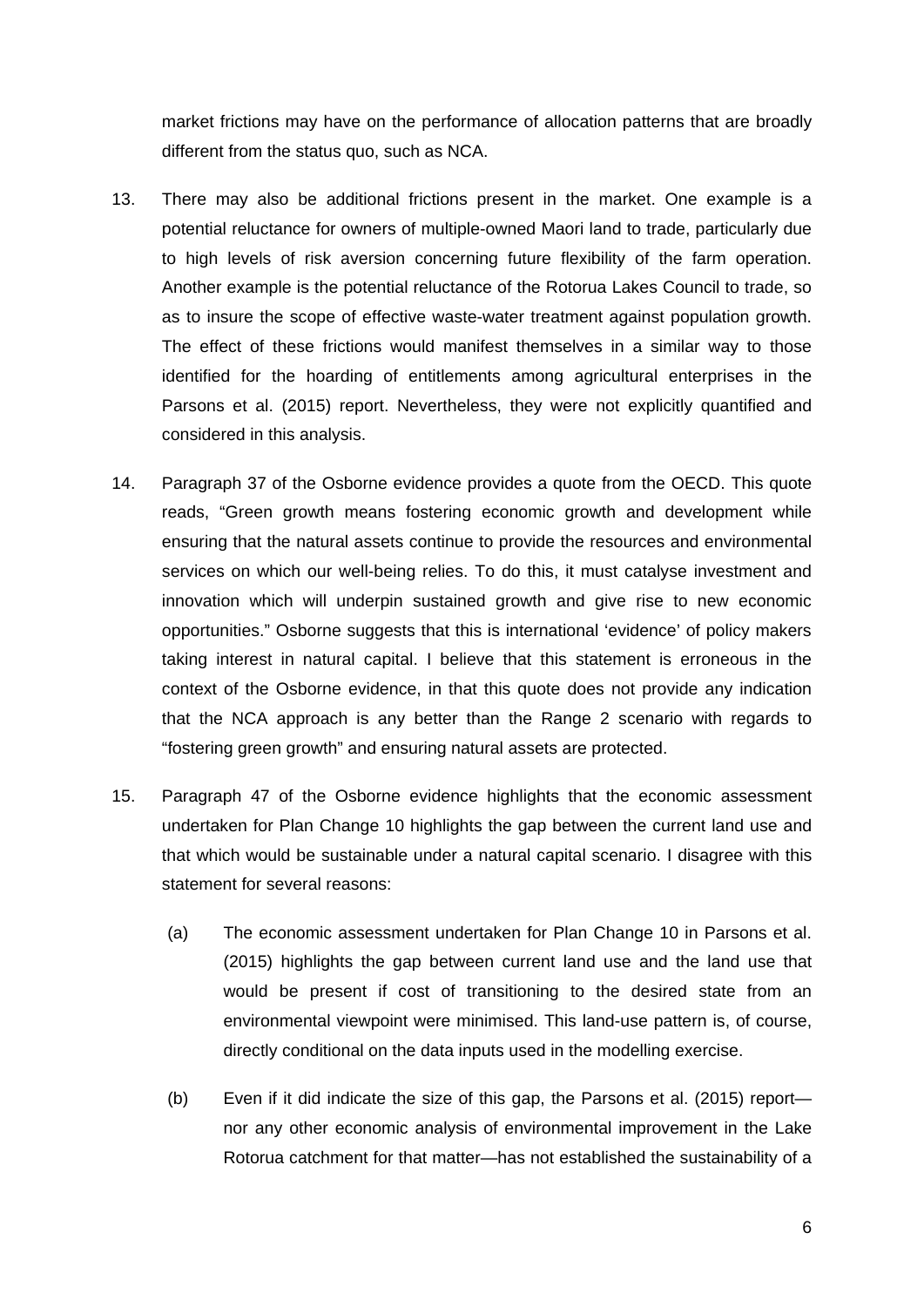market frictions may have on the performance of allocation patterns that are broadly different from the status quo, such as NCA.

13. There may also be additional frictions present in the market. One example is a potential reluctance for owners of multiple-owned Maori land to trade, particularly due to high levels of risk aversion concerning future flexibility of the farm operation. Another example is the potential reluctance of the Rotorua Lakes Council to trade, so as to insure the scope of effective waste-water treatment against population growth. The effect of these frictions would manifest themselves in a similar way to those identified for the hoarding of entitlements among agricultural enterprises in the Parsons et al. (2015) report. Nevertheless, they were not explicitly quantified and considered in this analysis.

14. Paragraph 37 of the Osborne evidence provides a quote from the OECD. This quote reads, "Green growth means fostering economic growth and development while ensuring that the natural assets continue to provide the resources and environmental services on which our well-being relies. To do this, it must catalyse investment and innovation which will underpin sustained growth and give rise to new economic opportunities." Osborne suggests that this is international 'evidence' of policy makers taking interest in natural capital. I believe that this statement is erroneous in the context of the Osborne evidence, in that this quote does not provide any indication that the NCA approach is any better than the Range 2 scenario with regards to "fostering green growth" and ensuring natural assets are protected.

15. Paragraph 47 of the Osborne evidence highlights that the economic assessment undertaken for Plan Change 10 highlights the gap between the current land use and that which would be sustainable under a natural capital scenario. I disagree with this statement for several reasons:

    (a) The economic assessment undertaken for Plan Change 10 in Parsons et al. (2015) highlights the gap between current land use and the land use that would be present if cost of transitioning to the desired state from an environmental viewpoint were minimised. This land-use pattern is, of course, directly conditional on the data inputs used in the modelling exercise.

    (b) Even if it did indicate the size of this gap, the Parsons et al. (2015) report—nor any other economic analysis of environmental improvement in the Lake Rotorua catchment for that matter—has not established the sustainability of a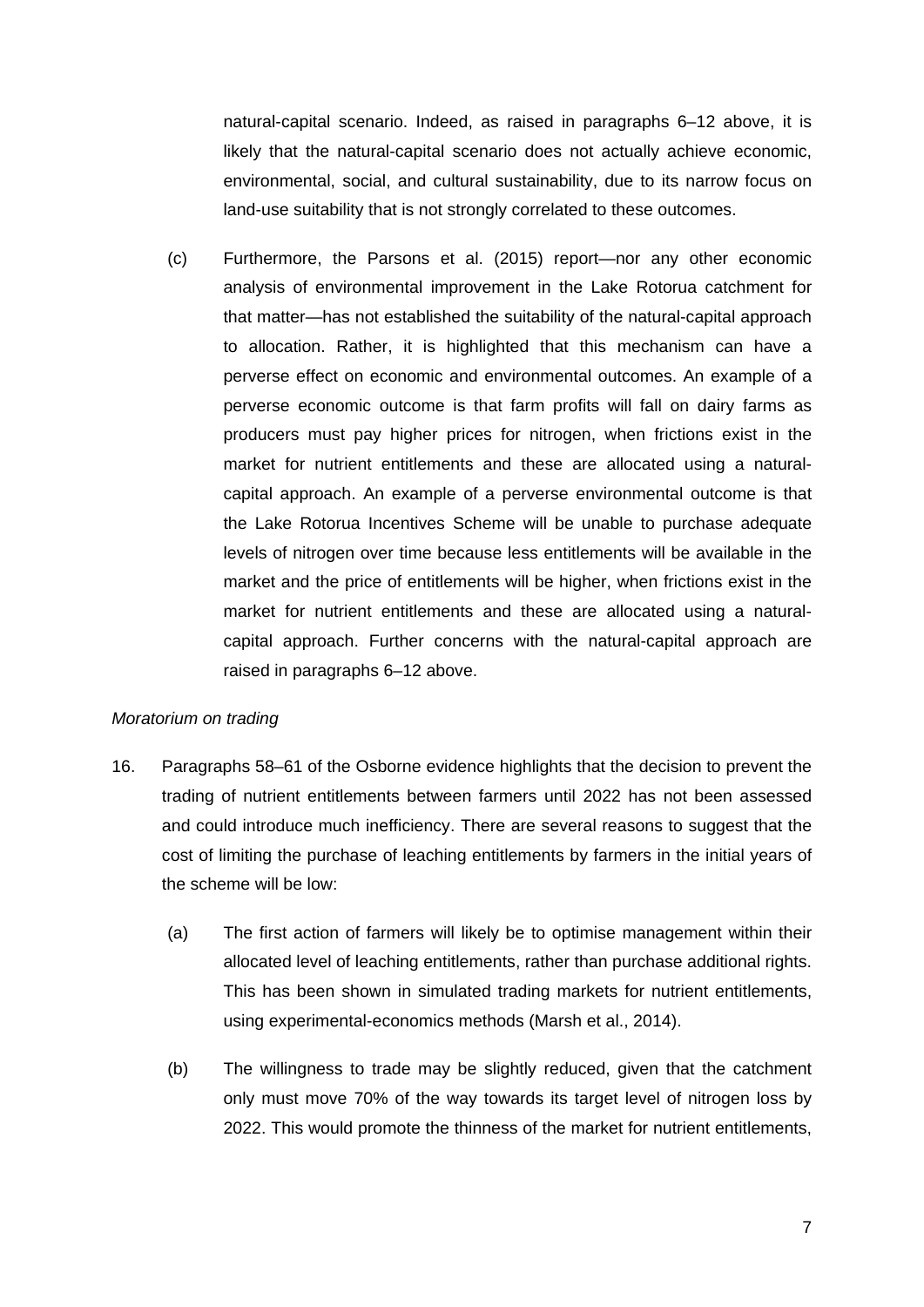natural-capital scenario. Indeed, as raised in paragraphs 6–12 above, it is likely that the natural-capital scenario does not actually achieve economic, environmental, social, and cultural sustainability, due to its narrow focus on land-use suitability that is not strongly correlated to these outcomes.

(c) Furthermore, the Parsons et al. (2015) report—nor any other economic analysis of environmental improvement in the Lake Rotorua catchment for that matter—has not established the suitability of the natural-capital approach to allocation. Rather, it is highlighted that this mechanism can have a perverse effect on economic and environmental outcomes. An example of a perverse economic outcome is that farm profits will fall on dairy farms as producers must pay higher prices for nitrogen, when frictions exist in the market for nutrient entitlements and these are allocated using a natural-capital approach. An example of a perverse environmental outcome is that the Lake Rotorua Incentives Scheme will be unable to purchase adequate levels of nitrogen over time because less entitlements will be available in the market and the price of entitlements will be higher, when frictions exist in the market for nutrient entitlements and these are allocated using a natural-capital approach. Further concerns with the natural-capital approach are raised in paragraphs 6–12 above.

*Moratorium on trading*

16. Paragraphs 58–61 of the Osborne evidence highlights that the decision to prevent the trading of nutrient entitlements between farmers until 2022 has not been assessed and could introduce much inefficiency. There are several reasons to suggest that the cost of limiting the purchase of leaching entitlements by farmers in the initial years of the scheme will be low:

(a) The first action of farmers will likely be to optimise management within their allocated level of leaching entitlements, rather than purchase additional rights. This has been shown in simulated trading markets for nutrient entitlements, using experimental-economics methods (Marsh et al., 2014).

(b) The willingness to trade may be slightly reduced, given that the catchment only must move 70% of the way towards its target level of nitrogen loss by 2022. This would promote the thinness of the market for nutrient entitlements,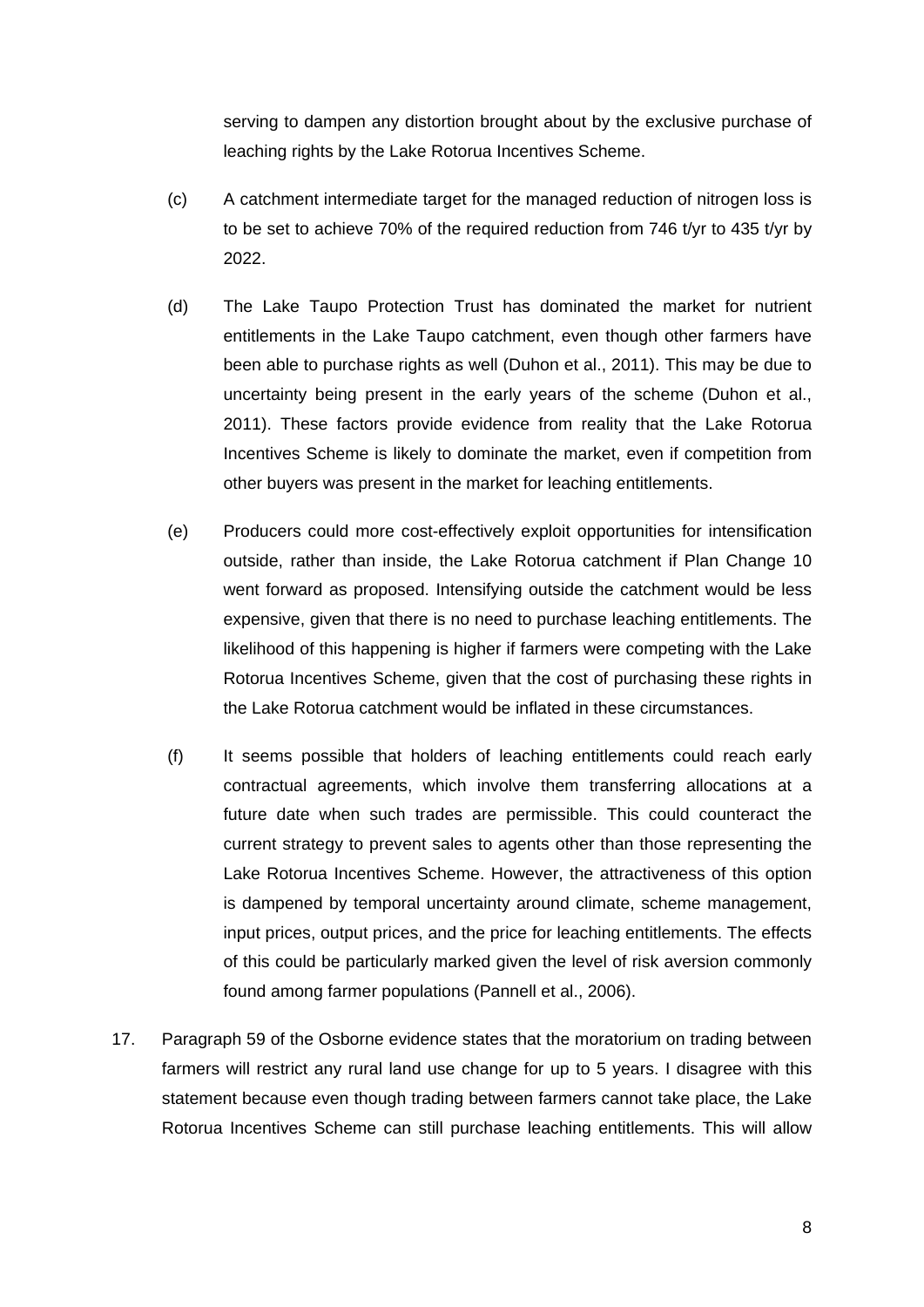serving to dampen any distortion brought about by the exclusive purchase of leaching rights by the Lake Rotorua Incentives Scheme.

(c) A catchment intermediate target for the managed reduction of nitrogen loss is to be set to achieve 70% of the required reduction from 746 t/yr to 435 t/yr by 2022.

(d) The Lake Taupo Protection Trust has dominated the market for nutrient entitlements in the Lake Taupo catchment, even though other farmers have been able to purchase rights as well (Duhon et al., 2011). This may be due to uncertainty being present in the early years of the scheme (Duhon et al., 2011). These factors provide evidence from reality that the Lake Rotorua Incentives Scheme is likely to dominate the market, even if competition from other buyers was present in the market for leaching entitlements.

(e) Producers could more cost-effectively exploit opportunities for intensification outside, rather than inside, the Lake Rotorua catchment if Plan Change 10 went forward as proposed. Intensifying outside the catchment would be less expensive, given that there is no need to purchase leaching entitlements. The likelihood of this happening is higher if farmers were competing with the Lake Rotorua Incentives Scheme, given that the cost of purchasing these rights in the Lake Rotorua catchment would be inflated in these circumstances.

(f) It seems possible that holders of leaching entitlements could reach early contractual agreements, which involve them transferring allocations at a future date when such trades are permissible. This could counteract the current strategy to prevent sales to agents other than those representing the Lake Rotorua Incentives Scheme. However, the attractiveness of this option is dampened by temporal uncertainty around climate, scheme management, input prices, output prices, and the price for leaching entitlements. The effects of this could be particularly marked given the level of risk aversion commonly found among farmer populations (Pannell et al., 2006).

17. Paragraph 59 of the Osborne evidence states that the moratorium on trading between farmers will restrict any rural land use change for up to 5 years. I disagree with this statement because even though trading between farmers cannot take place, the Lake Rotorua Incentives Scheme can still purchase leaching entitlements. This will allow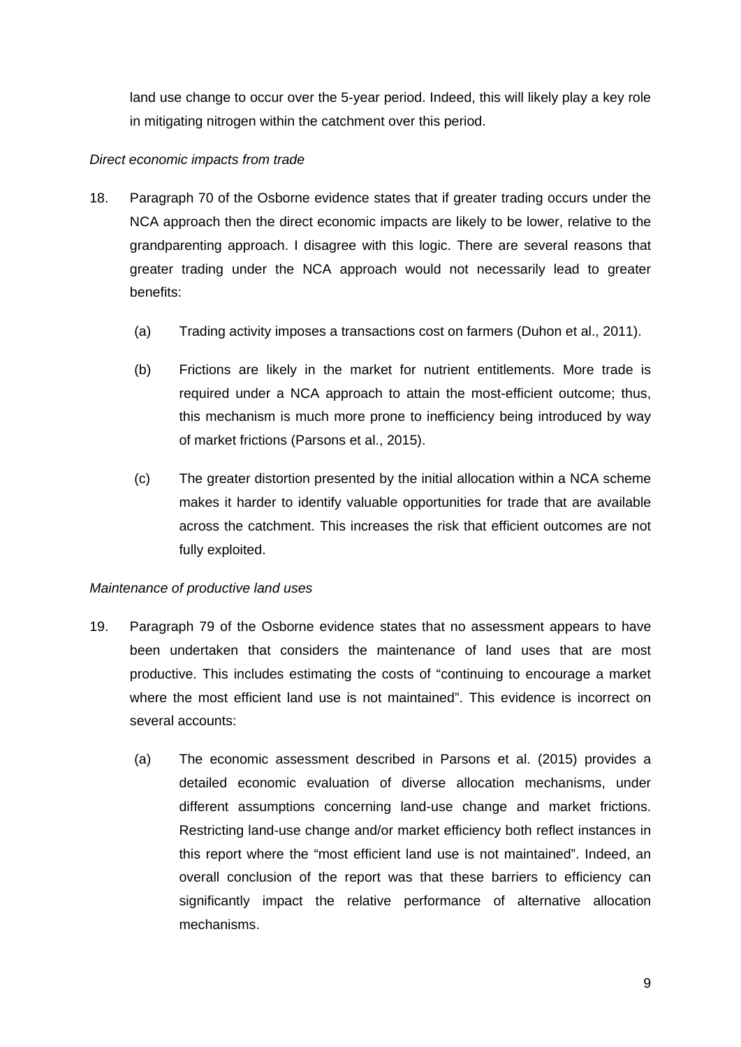land use change to occur over the 5-year period. Indeed, this will likely play a key role in mitigating nitrogen within the catchment over this period.

*Direct economic impacts from trade*

18. Paragraph 70 of the Osborne evidence states that if greater trading occurs under the NCA approach then the direct economic impacts are likely to be lower, relative to the grandparenting approach. I disagree with this logic. There are several reasons that greater trading under the NCA approach would not necessarily lead to greater benefits:

    (a) Trading activity imposes a transactions cost on farmers (Duhon et al., 2011).

    (b) Frictions are likely in the market for nutrient entitlements. More trade is required under a NCA approach to attain the most-efficient outcome; thus, this mechanism is much more prone to inefficiency being introduced by way of market frictions (Parsons et al., 2015).

    (c) The greater distortion presented by the initial allocation within a NCA scheme makes it harder to identify valuable opportunities for trade that are available across the catchment. This increases the risk that efficient outcomes are not fully exploited.

*Maintenance of productive land uses*

19. Paragraph 79 of the Osborne evidence states that no assessment appears to have been undertaken that considers the maintenance of land uses that are most productive. This includes estimating the costs of "continuing to encourage a market where the most efficient land use is not maintained". This evidence is incorrect on several accounts:

    (a) The economic assessment described in Parsons et al. (2015) provides a detailed economic evaluation of diverse allocation mechanisms, under different assumptions concerning land-use change and market frictions. Restricting land-use change and/or market efficiency both reflect instances in this report where the "most efficient land use is not maintained". Indeed, an overall conclusion of the report was that these barriers to efficiency can significantly impact the relative performance of alternative allocation mechanisms.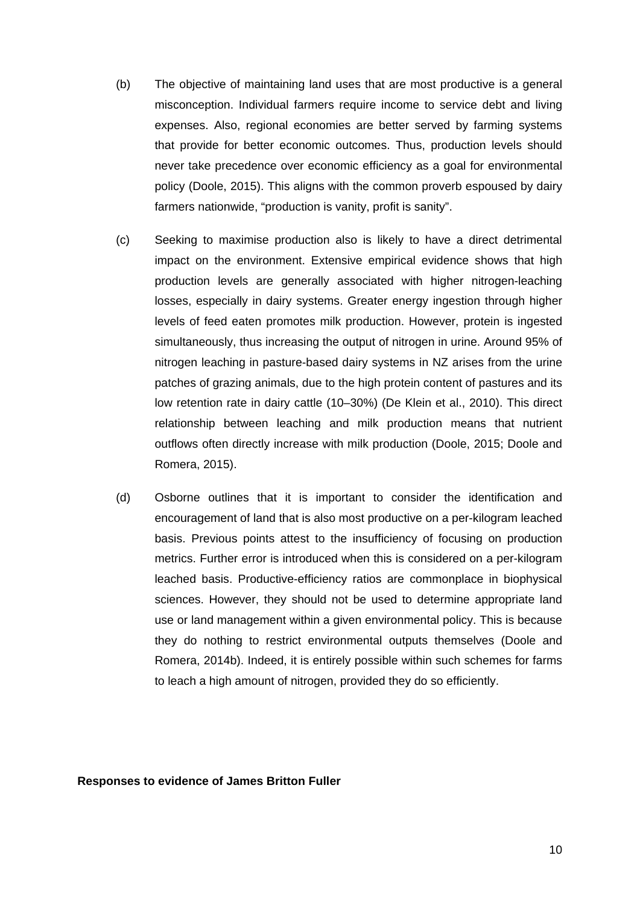(b) The objective of maintaining land uses that are most productive is a general misconception. Individual farmers require income to service debt and living expenses. Also, regional economies are better served by farming systems that provide for better economic outcomes. Thus, production levels should never take precedence over economic efficiency as a goal for environmental policy (Doole, 2015). This aligns with the common proverb espoused by dairy farmers nationwide, “production is vanity, profit is sanity”.

(c) Seeking to maximise production also is likely to have a direct detrimental impact on the environment. Extensive empirical evidence shows that high production levels are generally associated with higher nitrogen-leaching losses, especially in dairy systems. Greater energy ingestion through higher levels of feed eaten promotes milk production. However, protein is ingested simultaneously, thus increasing the output of nitrogen in urine. Around 95% of nitrogen leaching in pasture-based dairy systems in NZ arises from the urine patches of grazing animals, due to the high protein content of pastures and its low retention rate in dairy cattle (10–30%) (De Klein et al., 2010). This direct relationship between leaching and milk production means that nutrient outflows often directly increase with milk production (Doole, 2015; Doole and Romera, 2015).

(d) Osborne outlines that it is important to consider the identification and encouragement of land that is also most productive on a per-kilogram leached basis. Previous points attest to the insufficiency of focusing on production metrics. Further error is introduced when this is considered on a per-kilogram leached basis. Productive-efficiency ratios are commonplace in biophysical sciences. However, they should not be used to determine appropriate land use or land management within a given environmental policy. This is because they do nothing to restrict environmental outputs themselves (Doole and Romera, 2014b). Indeed, it is entirely possible within such schemes for farms to leach a high amount of nitrogen, provided they do so efficiently.

**Responses to evidence of James Britton Fuller**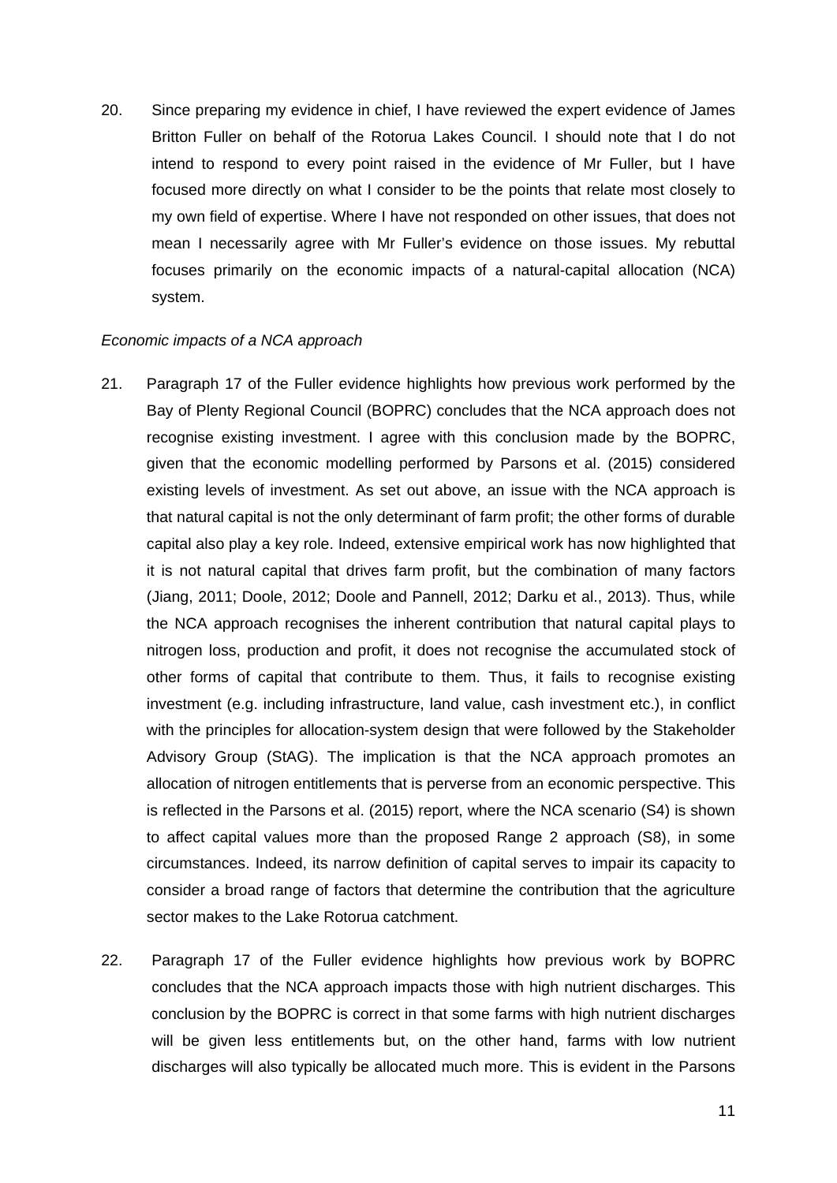20. Since preparing my evidence in chief, I have reviewed the expert evidence of James Britton Fuller on behalf of the Rotorua Lakes Council. I should note that I do not intend to respond to every point raised in the evidence of Mr Fuller, but I have focused more directly on what I consider to be the points that relate most closely to my own field of expertise. Where I have not responded on other issues, that does not mean I necessarily agree with Mr Fuller's evidence on those issues. My rebuttal focuses primarily on the economic impacts of a natural-capital allocation (NCA) system.

*Economic impacts of a NCA approach*

21. Paragraph 17 of the Fuller evidence highlights how previous work performed by the Bay of Plenty Regional Council (BOPRC) concludes that the NCA approach does not recognise existing investment. I agree with this conclusion made by the BOPRC, given that the economic modelling performed by Parsons et al. (2015) considered existing levels of investment. As set out above, an issue with the NCA approach is that natural capital is not the only determinant of farm profit; the other forms of durable capital also play a key role. Indeed, extensive empirical work has now highlighted that it is not natural capital that drives farm profit, but the combination of many factors (Jiang, 2011; Doole, 2012; Doole and Pannell, 2012; Darku et al., 2013). Thus, while the NCA approach recognises the inherent contribution that natural capital plays to nitrogen loss, production and profit, it does not recognise the accumulated stock of other forms of capital that contribute to them. Thus, it fails to recognise existing investment (e.g. including infrastructure, land value, cash investment etc.), in conflict with the principles for allocation-system design that were followed by the Stakeholder Advisory Group (StAG). The implication is that the NCA approach promotes an allocation of nitrogen entitlements that is perverse from an economic perspective. This is reflected in the Parsons et al. (2015) report, where the NCA scenario (S4) is shown to affect capital values more than the proposed Range 2 approach (S8), in some circumstances. Indeed, its narrow definition of capital serves to impair its capacity to consider a broad range of factors that determine the contribution that the agriculture sector makes to the Lake Rotorua catchment.

22. Paragraph 17 of the Fuller evidence highlights how previous work by BOPRC concludes that the NCA approach impacts those with high nutrient discharges. This conclusion by the BOPRC is correct in that some farms with high nutrient discharges will be given less entitlements but, on the other hand, farms with low nutrient discharges will also typically be allocated much more. This is evident in the Parsons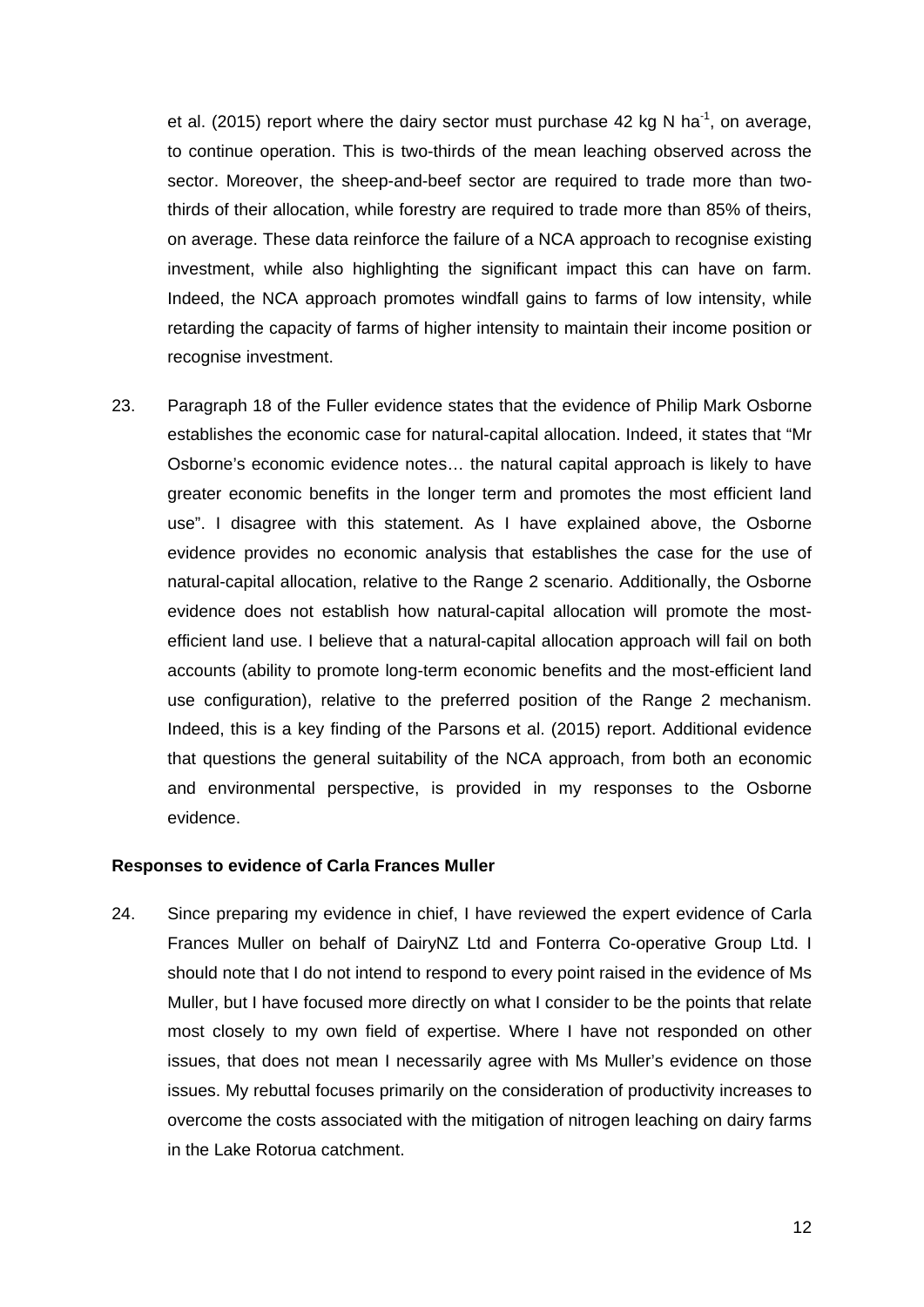et al. (2015) report where the dairy sector must purchase 42 kg N $ha^{-1}$, on average, to continue operation. This is two-thirds of the mean leaching observed across the sector. Moreover, the sheep-and-beef sector are required to trade more than two-thirds of their allocation, while forestry are required to trade more than 85% of theirs, on average. These data reinforce the failure of a NCA approach to recognise existing investment, while also highlighting the significant impact this can have on farm. Indeed, the NCA approach promotes windfall gains to farms of low intensity, while retarding the capacity of farms of higher intensity to maintain their income position or recognise investment.

23. Paragraph 18 of the Fuller evidence states that the evidence of Philip Mark Osborne establishes the economic case for natural-capital allocation. Indeed, it states that "Mr Osborne's economic evidence notes… the natural capital approach is likely to have greater economic benefits in the longer term and promotes the most efficient land use". I disagree with this statement. As I have explained above, the Osborne evidence provides no economic analysis that establishes the case for the use of natural-capital allocation, relative to the Range 2 scenario. Additionally, the Osborne evidence does not establish how natural-capital allocation will promote the most-efficient land use. I believe that a natural-capital allocation approach will fail on both accounts (ability to promote long-term economic benefits and the most-efficient land use configuration), relative to the preferred position of the Range 2 mechanism. Indeed, this is a key finding of the Parsons et al. (2015) report. Additional evidence that questions the general suitability of the NCA approach, from both an economic and environmental perspective, is provided in my responses to the Osborne evidence.

**Responses to evidence of Carla Frances Muller**

24. Since preparing my evidence in chief, I have reviewed the expert evidence of Carla Frances Muller on behalf of DairyNZ Ltd and Fonterra Co-operative Group Ltd. I should note that I do not intend to respond to every point raised in the evidence of Ms Muller, but I have focused more directly on what I consider to be the points that relate most closely to my own field of expertise. Where I have not responded on other issues, that does not mean I necessarily agree with Ms Muller's evidence on those issues. My rebuttal focuses primarily on the consideration of productivity increases to overcome the costs associated with the mitigation of nitrogen leaching on dairy farms in the Lake Rotorua catchment.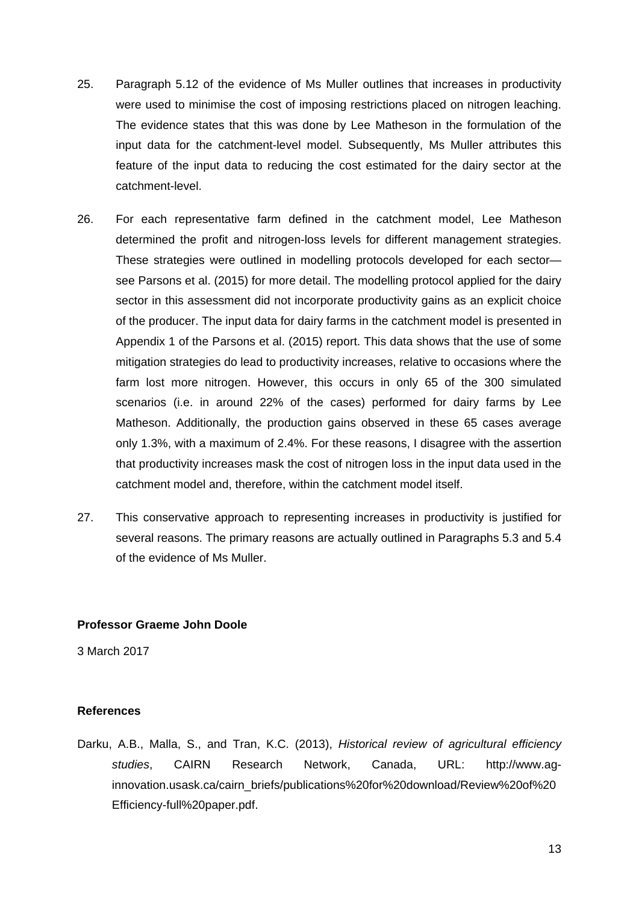25. Paragraph 5.12 of the evidence of Ms Muller outlines that increases in productivity were used to minimise the cost of imposing restrictions placed on nitrogen leaching. The evidence states that this was done by Lee Matheson in the formulation of the input data for the catchment-level model. Subsequently, Ms Muller attributes this feature of the input data to reducing the cost estimated for the dairy sector at the catchment-level.

26. For each representative farm defined in the catchment model, Lee Matheson determined the profit and nitrogen-loss levels for different management strategies. These strategies were outlined in modelling protocols developed for each sector—see Parsons et al. (2015) for more detail. The modelling protocol applied for the dairy sector in this assessment did not incorporate productivity gains as an explicit choice of the producer. The input data for dairy farms in the catchment model is presented in Appendix 1 of the Parsons et al. (2015) report. This data shows that the use of some mitigation strategies do lead to productivity increases, relative to occasions where the farm lost more nitrogen. However, this occurs in only 65 of the 300 simulated scenarios (i.e. in around 22% of the cases) performed for dairy farms by Lee Matheson. Additionally, the production gains observed in these 65 cases average only 1.3%, with a maximum of 2.4%. For these reasons, I disagree with the assertion that productivity increases mask the cost of nitrogen loss in the input data used in the catchment model and, therefore, within the catchment model itself.

27. This conservative approach to representing increases in productivity is justified for several reasons. The primary reasons are actually outlined in Paragraphs 5.3 and 5.4 of the evidence of Ms Muller.

**Professor Graeme John Doole**

3 March 2017

**References**

Darku, A.B., Malla, S., and Tran, K.C. (2013), *Historical review of agricultural efficiency studies*, CAIRN Research Network, Canada, URL: http://www.ag-innovation.usask.ca/cairn_briefs/publications%20for%20download/Review%20of%20Efficiency-full%20paper.pdf.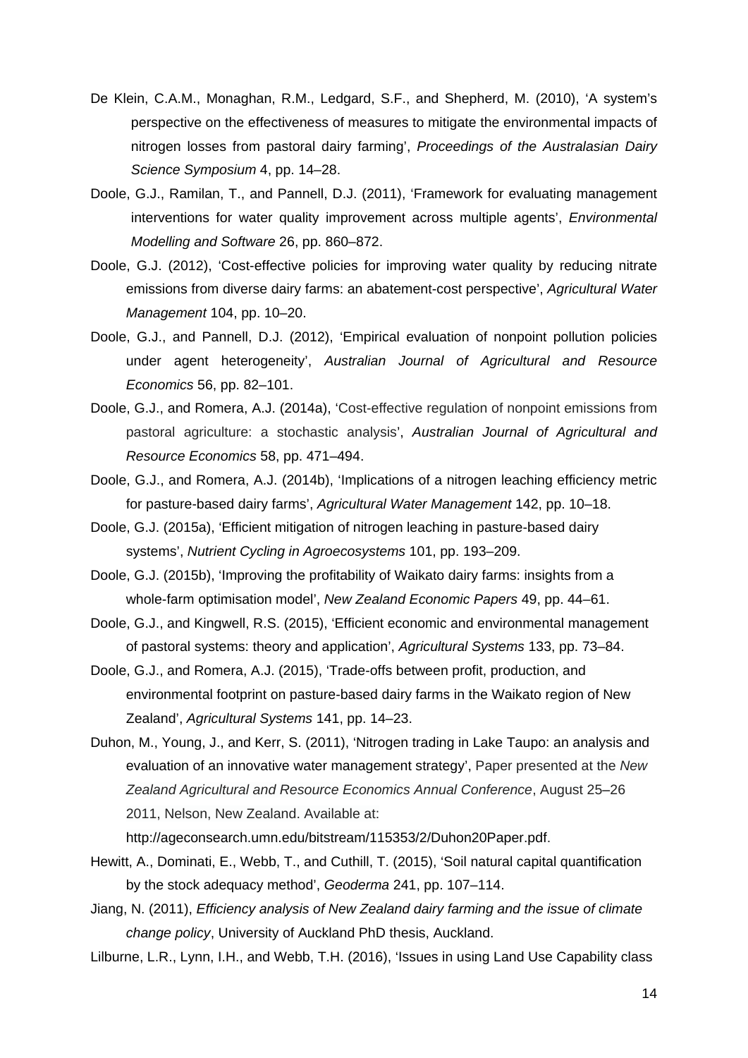De Klein, C.A.M., Monaghan, R.M., Ledgard, S.F., and Shepherd, M. (2010), 'A system's perspective on the effectiveness of measures to mitigate the environmental impacts of nitrogen losses from pastoral dairy farming', *Proceedings of the Australasian Dairy Science Symposium* 4, pp. 14–28.

Doole, G.J., Ramilan, T., and Pannell, D.J. (2011), 'Framework for evaluating management interventions for water quality improvement across multiple agents', *Environmental Modelling and Software* 26, pp. 860–872.

Doole, G.J. (2012), 'Cost-effective policies for improving water quality by reducing nitrate emissions from diverse dairy farms: an abatement-cost perspective', *Agricultural Water Management* 104, pp. 10–20.

Doole, G.J., and Pannell, D.J. (2012), 'Empirical evaluation of nonpoint pollution policies under agent heterogeneity', *Australian Journal of Agricultural and Resource Economics* 56, pp. 82–101.

Doole, G.J., and Romera, A.J. (2014a), 'Cost-effective regulation of nonpoint emissions from pastoral agriculture: a stochastic analysis', *Australian Journal of Agricultural and Resource Economics* 58, pp. 471–494.

Doole, G.J., and Romera, A.J. (2014b), 'Implications of a nitrogen leaching efficiency metric for pasture-based dairy farms', *Agricultural Water Management* 142, pp. 10–18.

Doole, G.J. (2015a), 'Efficient mitigation of nitrogen leaching in pasture-based dairy systems', *Nutrient Cycling in Agroecosystems* 101, pp. 193–209.

Doole, G.J. (2015b), 'Improving the profitability of Waikato dairy farms: insights from a whole-farm optimisation model', *New Zealand Economic Papers* 49, pp. 44–61.

Doole, G.J., and Kingwell, R.S. (2015), 'Efficient economic and environmental management of pastoral systems: theory and application', *Agricultural Systems* 133, pp. 73–84.

Doole, G.J., and Romera, A.J. (2015), 'Trade-offs between profit, production, and environmental footprint on pasture-based dairy farms in the Waikato region of New Zealand', *Agricultural Systems* 141, pp. 14–23.

Duhon, M., Young, J., and Kerr, S. (2011), 'Nitrogen trading in Lake Taupo: an analysis and evaluation of an innovative water management strategy', Paper presented at the *New Zealand Agricultural and Resource Economics Annual Conference*, August 25–26 2011, Nelson, New Zealand. Available at: http://ageconsearch.umn.edu/bitstream/115353/2/Duhon20Paper.pdf.

Hewitt, A., Dominati, E., Webb, T., and Cuthill, T. (2015), 'Soil natural capital quantification by the stock adequacy method', *Geoderma* 241, pp. 107–114.

Jiang, N. (2011), *Efficiency analysis of New Zealand dairy farming and the issue of climate change policy*, University of Auckland PhD thesis, Auckland.

Lilburne, L.R., Lynn, I.H., and Webb, T.H. (2016), 'Issues in using Land Use Capability class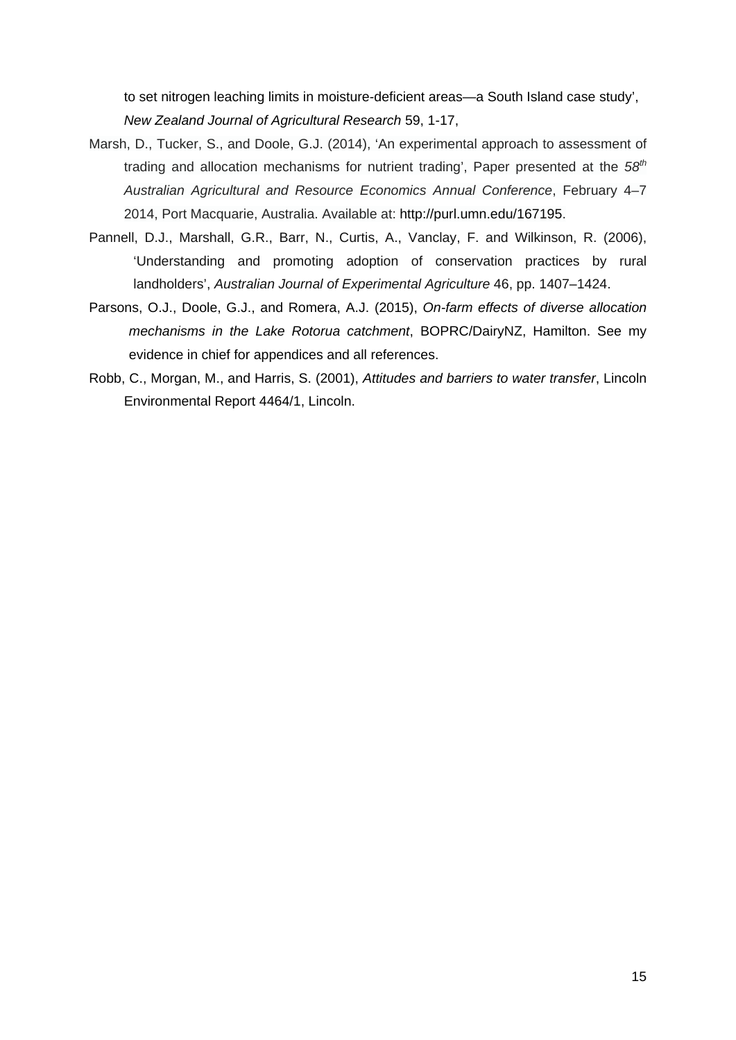to set nitrogen leaching limits in moisture-deficient areas—a South Island case study', *New Zealand Journal of Agricultural Research* 59, 1-17,

Marsh, D., Tucker, S., and Doole, G.J. (2014), 'An experimental approach to assessment of trading and allocation mechanisms for nutrient trading', Paper presented at the *58th Australian Agricultural and Resource Economics Annual Conference*, February 4–7 2014, Port Macquarie, Australia. Available at: http://purl.umn.edu/167195.

Pannell, D.J., Marshall, G.R., Barr, N., Curtis, A., Vanclay, F. and Wilkinson, R. (2006), 'Understanding and promoting adoption of conservation practices by rural landholders', *Australian Journal of Experimental Agriculture* 46, pp. 1407–1424.

Parsons, O.J., Doole, G.J., and Romera, A.J. (2015), *On-farm effects of diverse allocation mechanisms in the Lake Rotorua catchment*, BOPRC/DairyNZ, Hamilton. See my evidence in chief for appendices and all references.

Robb, C., Morgan, M., and Harris, S. (2001), *Attitudes and barriers to water transfer*, Lincoln Environmental Report 4464/1, Lincoln.